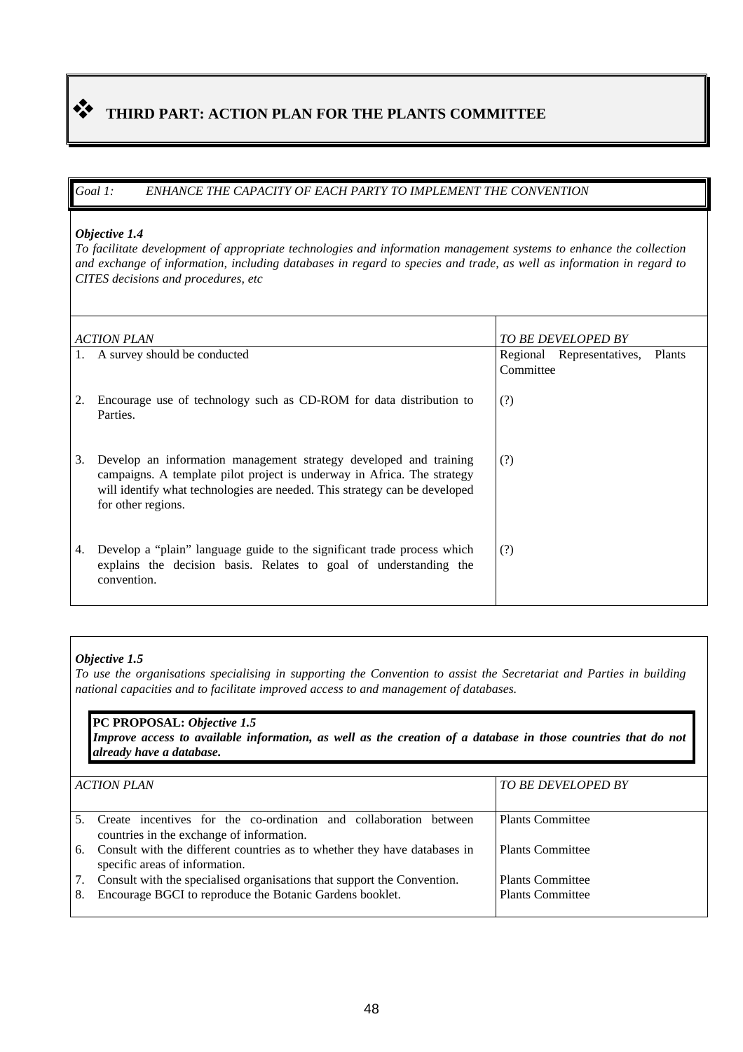# ❖ THIRD PART: ACTION PLAN FOR THE PLANTS COMMITTEE

*Goal 1: ENHANCE THE CAPACITY OF EACH PARTY TO IMPLEMENT THE CONVENTION*

***Objective 1.4***

*To facilitate development of appropriate technologies and information management systems to enhance the collection and exchange of information, including databases in regard to species and trade, as well as information in regard to CITES decisions and procedures, etc*

| *ACTION PLAN* | *TO BE DEVELOPED BY* |
|---|---|
| 1. A survey should be conducted | Regional Representatives, Plants Committee |
| 2. Encourage use of technology such as CD-ROM for data distribution to Parties. | (?) |
| 3. Develop an information management strategy developed and training campaigns. A template pilot project is underway in Africa. The strategy will identify what technologies are needed. This strategy can be developed for other regions. | (?) |
| 4. Develop a "plain" language guide to the significant trade process which explains the decision basis. Relates to goal of understanding the convention. | (?) |

***Objective 1.5***

*To use the organisations specialising in supporting the Convention to assist the Secretariat and Parties in building national capacities and to facilitate improved access to and management of databases.*

**PC PROPOSAL:** ***Objective 1.5***
***Improve access to available information, as well as the creation of a database in those countries that do not already have a database.***

| *ACTION PLAN* | *TO BE DEVELOPED BY* |
|---|---|
| 5. Create incentives for the co-ordination and collaboration between countries in the exchange of information. | Plants Committee |
| 6. Consult with the different countries as to whether they have databases in specific areas of information. | Plants Committee |
| 7. Consult with the specialised organisations that support the Convention. | Plants Committee |
| 8. Encourage BGCI to reproduce the Botanic Gardens booklet. | Plants Committee |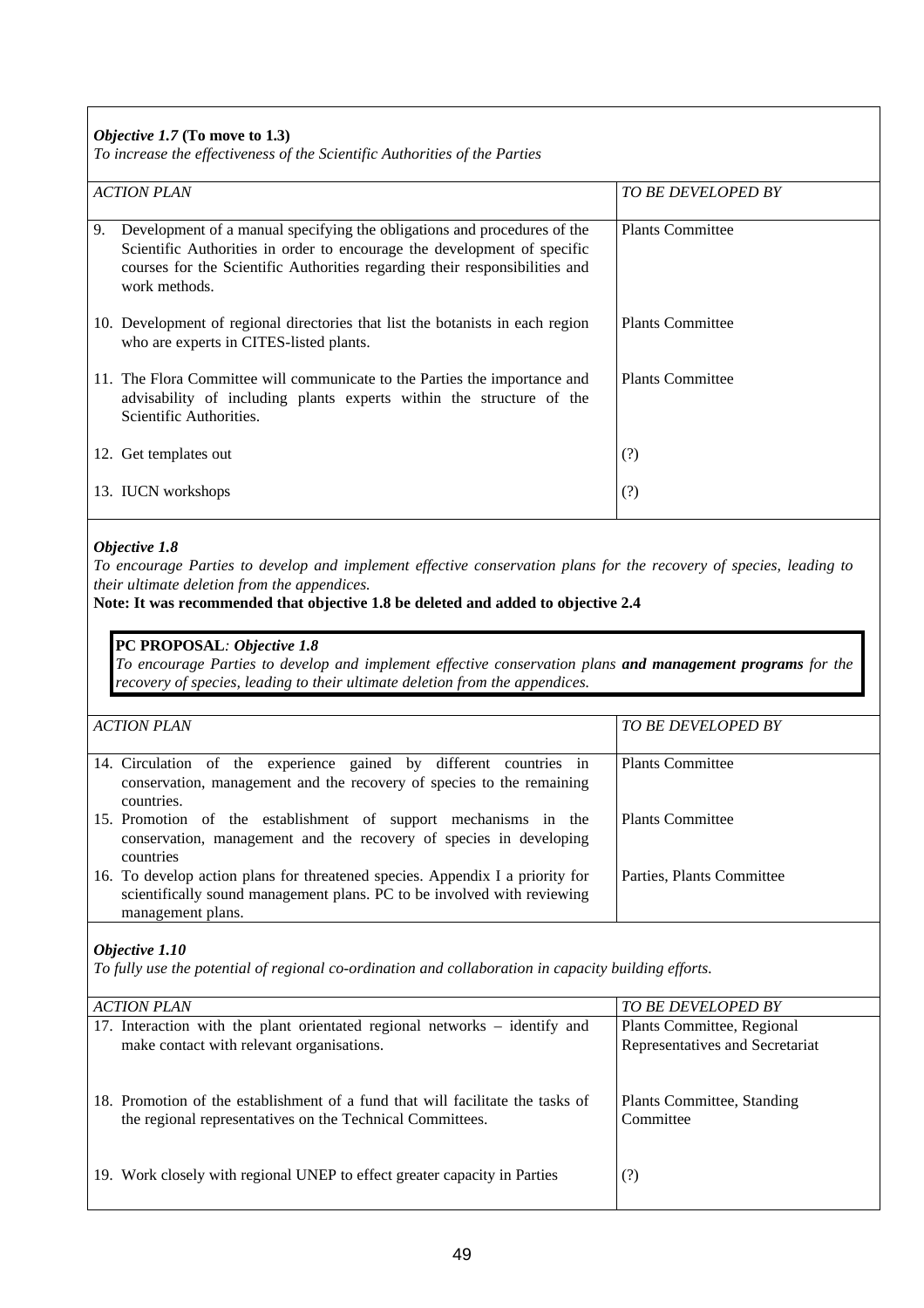*Objective 1.7* **(To move to 1.3)**
*To increase the effectiveness of the Scientific Authorities of the Parties*

| *ACTION PLAN* | *TO BE DEVELOPED BY* |
|---|---|
| 9. Development of a manual specifying the obligations and procedures of the Scientific Authorities in order to encourage the development of specific courses for the Scientific Authorities regarding their responsibilities and work methods. | Plants Committee |
| 10. Development of regional directories that list the botanists in each region who are experts in CITES-listed plants. | Plants Committee |
| 11. The Flora Committee will communicate to the Parties the importance and advisability of including plants experts within the structure of the Scientific Authorities. | Plants Committee |
| 12. Get templates out | (?) |
| 13. IUCN workshops | (?) |

***Objective 1.8***
*To encourage Parties to develop and implement effective conservation plans for the recovery of species, leading to their ultimate deletion from the appendices.*
**Note: It was recommended that objective 1.8 be deleted and added to objective 2.4**

> **PC PROPOSAL**: ***Objective 1.8***
> *To encourage Parties to develop and implement effective conservation plans* ***and management programs*** *for the recovery of species, leading to their ultimate deletion from the appendices.*

| *ACTION PLAN* | *TO BE DEVELOPED BY* |
|---|---|
| 14. Circulation of the experience gained by different countries in conservation, management and the recovery of species to the remaining countries. | Plants Committee |
| 15. Promotion of the establishment of support mechanisms in the conservation, management and the recovery of species in developing countries | Plants Committee |
| 16. To develop action plans for threatened species. Appendix I a priority for scientifically sound management plans. PC to be involved with reviewing management plans. | Parties, Plants Committee |

***Objective 1.10***
*To fully use the potential of regional co-ordination and collaboration in capacity building efforts.*

| *ACTION PLAN* | *TO BE DEVELOPED BY* |
|---|---|
| 17. Interaction with the plant orientated regional networks – identify and make contact with relevant organisations. | Plants Committee, Regional Representatives and Secretariat |
| 18. Promotion of the establishment of a fund that will facilitate the tasks of the regional representatives on the Technical Committees. | Plants Committee, Standing Committee |
| 19. Work closely with regional UNEP to effect greater capacity in Parties | (?) |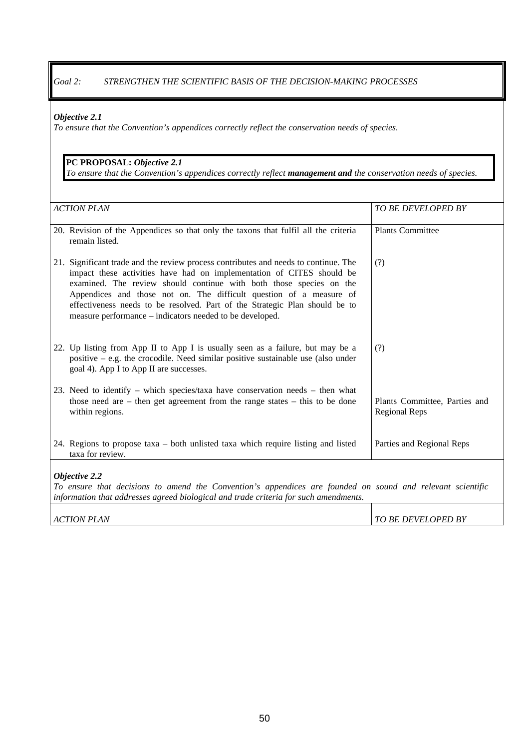*Goal 2: STRENGTHEN THE SCIENTIFIC BASIS OF THE DECISION-MAKING PROCESSES*

***Objective 2.1***
*To ensure that the Convention's appendices correctly reflect the conservation needs of species.*

> **PC PROPOSAL:** ***Objective 2.1***
> *To ensure that the Convention's appendices correctly reflect* ***management and*** *the conservation needs of species.*

| *ACTION PLAN* | *TO BE DEVELOPED BY* |
|---|---|
| 20. Revision of the Appendices so that only the taxons that fulfil all the criteria remain listed. | Plants Committee |
| 21. Significant trade and the review process contributes and needs to continue. The impact these activities have had on implementation of CITES should be examined. The review should continue with both those species on the Appendices and those not on. The difficult question of a measure of effectiveness needs to be resolved. Part of the Strategic Plan should be to measure performance – indicators needed to be developed. | (?) |
| 22. Up listing from App II to App I is usually seen as a failure, but may be a positive – e.g. the crocodile. Need similar positive sustainable use (also under goal 4). App I to App II are successes. | (?) |
| 23. Need to identify – which species/taxa have conservation needs – then what those need are – then get agreement from the range states – this to be done within regions. | Plants Committee, Parties and Regional Reps |
| 24. Regions to propose taxa – both unlisted taxa which require listing and listed taxa for review. | Parties and Regional Reps |

***Objective 2.2***
*To ensure that decisions to amend the Convention's appendices are founded on sound and relevant scientific information that addresses agreed biological and trade criteria for such amendments.*

| *ACTION PLAN* | *TO BE DEVELOPED BY* |
|---|---|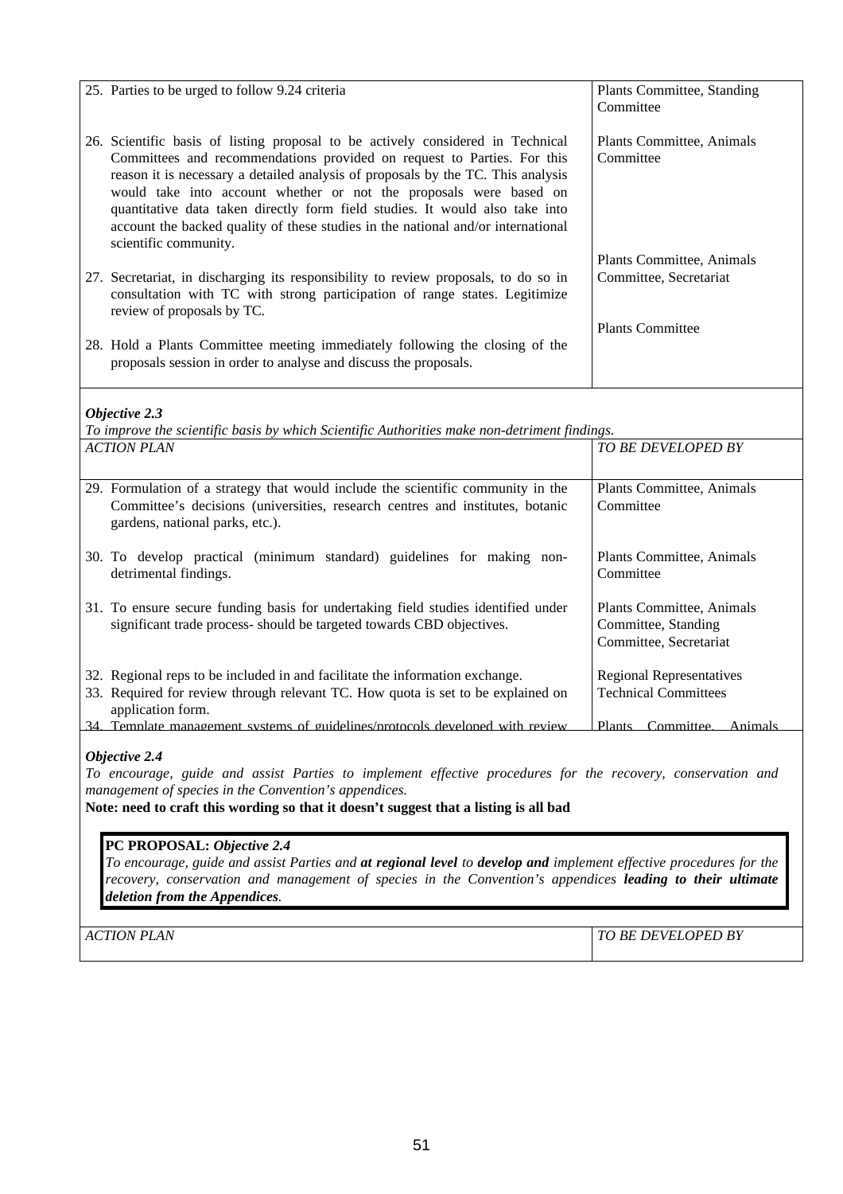| | |
|---|---|
| 25. Parties to be urged to follow 9.24 criteria | Plants Committee, Standing Committee |
| 26. Scientific basis of listing proposal to be actively considered in Technical Committees and recommendations provided on request to Parties. For this reason it is necessary a detailed analysis of proposals by the TC. This analysis would take into account whether or not the proposals were based on quantitative data taken directly form field studies. It would also take into account the backed quality of these studies in the national and/or international scientific community. | Plants Committee, Animals Committee |
| 27. Secretariat, in discharging its responsibility to review proposals, to do so in consultation with TC with strong participation of range states. Legitimize review of proposals by TC. | Plants Committee, Animals Committee, Secretariat |
| 28. Hold a Plants Committee meeting immediately following the closing of the proposals session in order to analyse and discuss the proposals. | Plants Committee |

***Objective 2.3***

*To improve the scientific basis by which Scientific Authorities make non-detriment findings.*

| *ACTION PLAN* | *TO BE DEVELOPED BY* |
|---|---|
| 29. Formulation of a strategy that would include the scientific community in the Committee's decisions (universities, research centres and institutes, botanic gardens, national parks, etc.). | Plants Committee, Animals Committee |
| 30. To develop practical (minimum standard) guidelines for making non-detrimental findings. | Plants Committee, Animals Committee |
| 31. To ensure secure funding basis for undertaking field studies identified under significant trade process- should be targeted towards CBD objectives. | Plants Committee, Animals Committee, Standing Committee, Secretariat |
| 32. Regional reps to be included in and facilitate the information exchange. | Regional Representatives |
| 33. Required for review through relevant TC. How quota is set to be explained on application form. | Technical Committees |
| 34. Template management systems of guidelines/protocols developed with review | Plants Committee, Animals |

***Objective 2.4***

*To encourage, guide and assist Parties to implement effective procedures for the recovery, conservation and management of species in the Convention's appendices.*

**Note: need to craft this wording so that it doesn't suggest that a listing is all bad**

> **PC PROPOSAL:** ***Objective 2.4***
>
> *To encourage, guide and assist Parties and* ***at regional level*** *to* ***develop and*** *implement effective procedures for the recovery, conservation and management of species in the Convention's appendices* ***leading to their ultimate deletion from the Appendices****.*

| *ACTION PLAN* | *TO BE DEVELOPED BY* |
|---|---|
| | |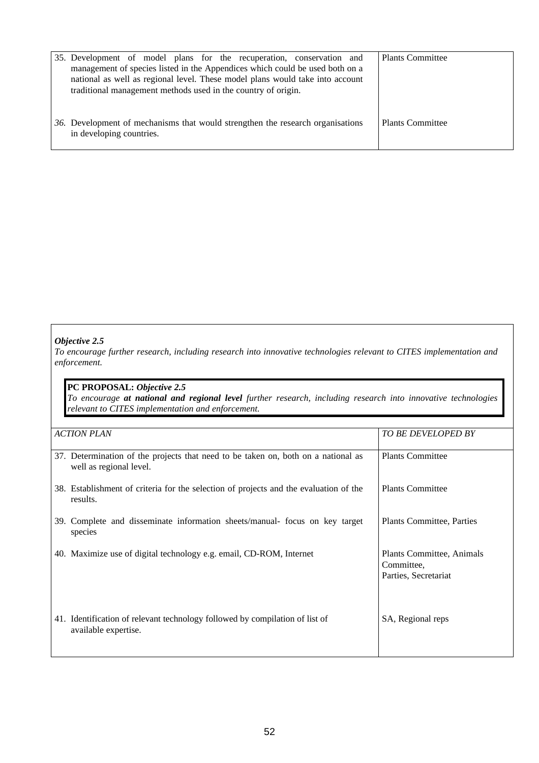| | |
|---|---|
| 35. Development of model plans for the recuperation, conservation and management of species listed in the Appendices which could be used both on a national as well as regional level. These model plans would take into account traditional management methods used in the country of origin. | Plants Committee |
| *36.* Development of mechanisms that would strengthen the research organisations in developing countries. | Plants Committee |

***Objective 2.5***

*To encourage further research, including research into innovative technologies relevant to CITES implementation and enforcement.*

> **PC PROPOSAL:** ***Objective 2.5***
>
> *To encourage* ***at national and regional level*** *further research, including research into innovative technologies relevant to CITES implementation and enforcement.*

| *ACTION PLAN* | *TO BE DEVELOPED BY* |
|---|---|
| 37. Determination of the projects that need to be taken on, both on a national as well as regional level. | Plants Committee |
| 38. Establishment of criteria for the selection of projects and the evaluation of the results. | Plants Committee |
| 39. Complete and disseminate information sheets/manual- focus on key target species | Plants Committee, Parties |
| 40. Maximize use of digital technology e.g. email, CD-ROM, Internet | Plants Committee, Animals Committee, Parties, Secretariat |
| 41. Identification of relevant technology followed by compilation of list of available expertise. | SA, Regional reps |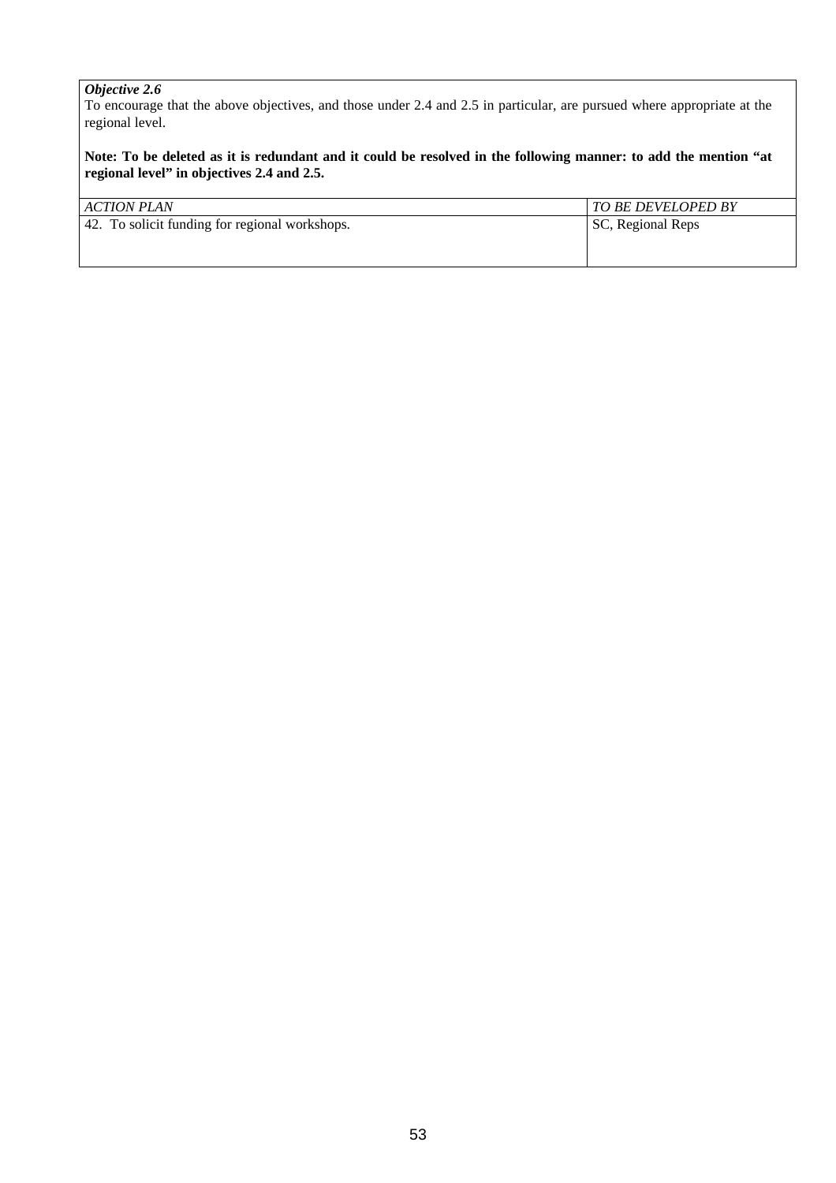***Objective 2.6***

To encourage that the above objectives, and those under 2.4 and 2.5 in particular, are pursued where appropriate at the regional level.

**Note: To be deleted as it is redundant and it could be resolved in the following manner: to add the mention "at regional level" in objectives 2.4 and 2.5.**

| *ACTION PLAN* | *TO BE DEVELOPED BY* |
|---|---|
| 42. To solicit funding for regional workshops. | SC, Regional Reps |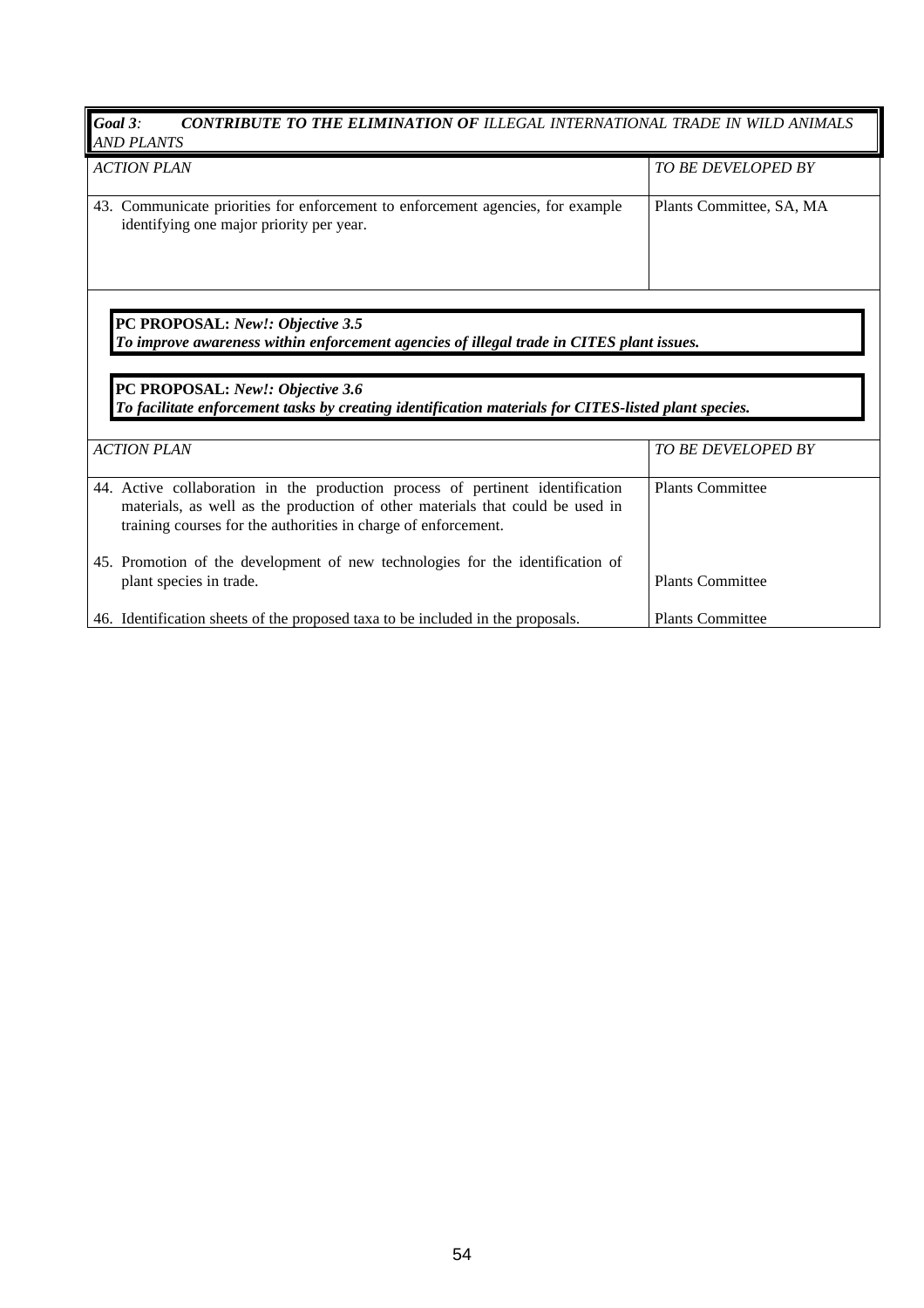***Goal 3**: **CONTRIBUTE TO THE ELIMINATION OF** ILLEGAL INTERNATIONAL TRADE IN WILD ANIMALS AND PLANTS*

| *ACTION PLAN* | *TO BE DEVELOPED BY* |
|---|---|
| 43. Communicate priorities for enforcement to enforcement agencies, for example identifying one major priority per year. | Plants Committee, SA, MA |

**PC PROPOSAL:** ***New!: Objective 3.5***
***To improve awareness within enforcement agencies of illegal trade in CITES plant issues.***

**PC PROPOSAL:** ***New!: Objective 3.6***
***To facilitate enforcement tasks by creating identification materials for CITES-listed plant species.***

| *ACTION PLAN* | *TO BE DEVELOPED BY* |
|---|---|
| 44. Active collaboration in the production process of pertinent identification materials, as well as the production of other materials that could be used in training courses for the authorities in charge of enforcement. | Plants Committee |
| 45. Promotion of the development of new technologies for the identification of plant species in trade. | Plants Committee |
| 46. Identification sheets of the proposed taxa to be included in the proposals. | Plants Committee |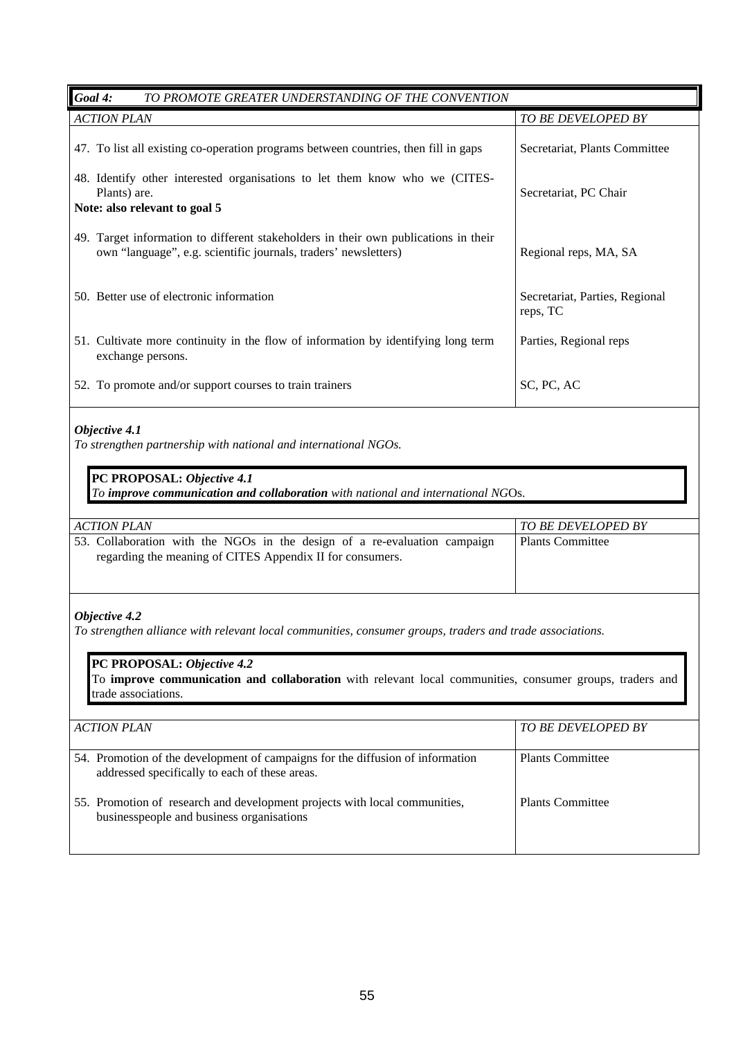***Goal 4:*** *TO PROMOTE GREATER UNDERSTANDING OF THE CONVENTION*

| *ACTION PLAN* | *TO BE DEVELOPED BY* |
|---|---|
| 47. To list all existing co-operation programs between countries, then fill in gaps | Secretariat, Plants Committee |
| 48. Identify other interested organisations to let them know who we (CITES-Plants) are.<br>**Note: also relevant to goal 5** | Secretariat, PC Chair |
| 49. Target information to different stakeholders in their own publications in their own "language", e.g. scientific journals, traders' newsletters) | Regional reps, MA, SA |
| 50. Better use of electronic information | Secretariat, Parties, Regional reps, TC |
| 51. Cultivate more continuity in the flow of information by identifying long term exchange persons. | Parties, Regional reps |
| 52. To promote and/or support courses to train trainers | SC, PC, AC |

***Objective 4.1***
*To strengthen partnership with national and international NGOs.*

> **PC PROPOSAL:** ***Objective 4.1***
> *To* ***improve communication and collaboration*** *with national and international NG*Os.

| *ACTION PLAN* | *TO BE DEVELOPED BY* |
|---|---|
| 53. Collaboration with the NGOs in the design of a re-evaluation campaign regarding the meaning of CITES Appendix II for consumers. | Plants Committee |

***Objective 4.2***
*To strengthen alliance with relevant local communities, consumer groups, traders and trade associations.*

> **PC PROPOSAL:** ***Objective 4.2***
> To **improve communication and collaboration** with relevant local communities, consumer groups, traders and trade associations.

| *ACTION PLAN* | *TO BE DEVELOPED BY* |
|---|---|
| 54. Promotion of the development of campaigns for the diffusion of information addressed specifically to each of these areas. | Plants Committee |
| 55. Promotion of research and development projects with local communities, businesspeople and business organisations | Plants Committee |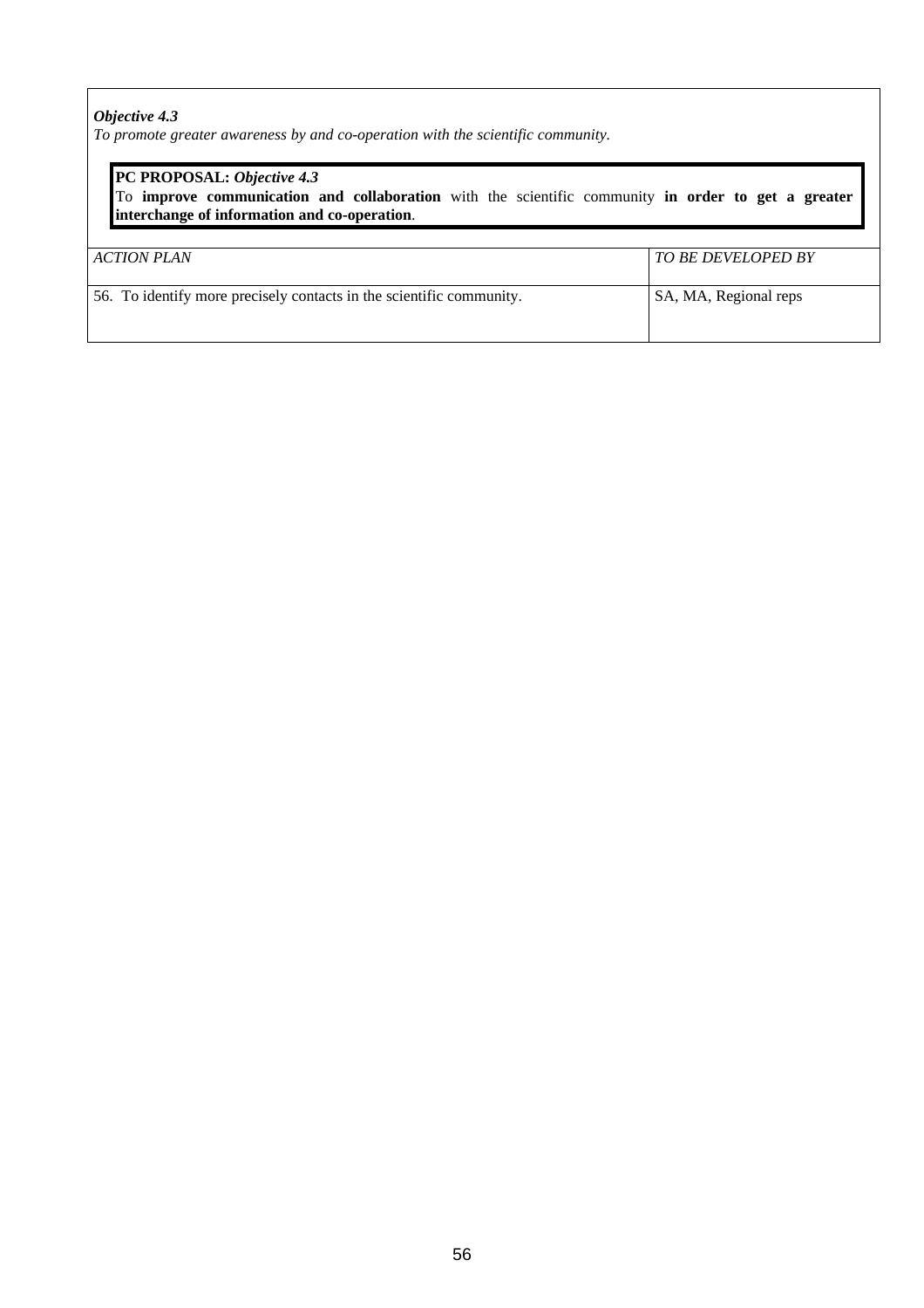***Objective 4.3***
*To promote greater awareness by and co-operation with the scientific community.*

> **PC PROPOSAL:** ***Objective 4.3***
> To **improve communication and collaboration** with the scientific community **in order to get a greater interchange of information and co-operation**.

| *ACTION PLAN* | *TO BE DEVELOPED BY* |
|---|---|
| 56. To identify more precisely contacts in the scientific community. | SA, MA, Regional reps |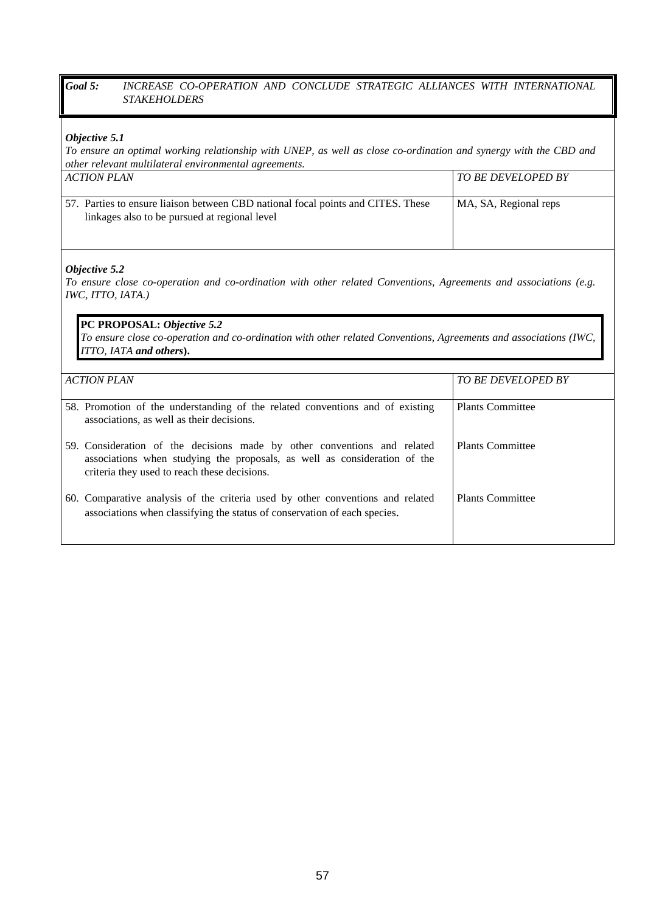**_Goal 5:_** *INCREASE CO-OPERATION AND CONCLUDE STRATEGIC ALLIANCES WITH INTERNATIONAL STAKEHOLDERS*

***Objective 5.1***

*To ensure an optimal working relationship with UNEP, as well as close co-ordination and synergy with the CBD and other relevant multilateral environmental agreements.*

| *ACTION PLAN* | *TO BE DEVELOPED BY* |
|---|---|
| 57. Parties to ensure liaison between CBD national focal points and CITES. These linkages also to be pursued at regional level | MA, SA, Regional reps |

***Objective 5.2***

*To ensure close co-operation and co-ordination with other related Conventions, Agreements and associations (e.g. IWC, ITTO, IATA.)*

**PC PROPOSAL:** ***Objective 5.2***

*To ensure close co-operation and co-ordination with other related Conventions, Agreements and associations (IWC, ITTO, IATA* ***and others*****).**

| *ACTION PLAN* | *TO BE DEVELOPED BY* |
|---|---|
| 58. Promotion of the understanding of the related conventions and of existing associations, as well as their decisions. | Plants Committee |
| 59. Consideration of the decisions made by other conventions and related associations when studying the proposals, as well as consideration of the criteria they used to reach these decisions. | Plants Committee |
| 60. Comparative analysis of the criteria used by other conventions and related associations when classifying the status of conservation of each species. | Plants Committee |